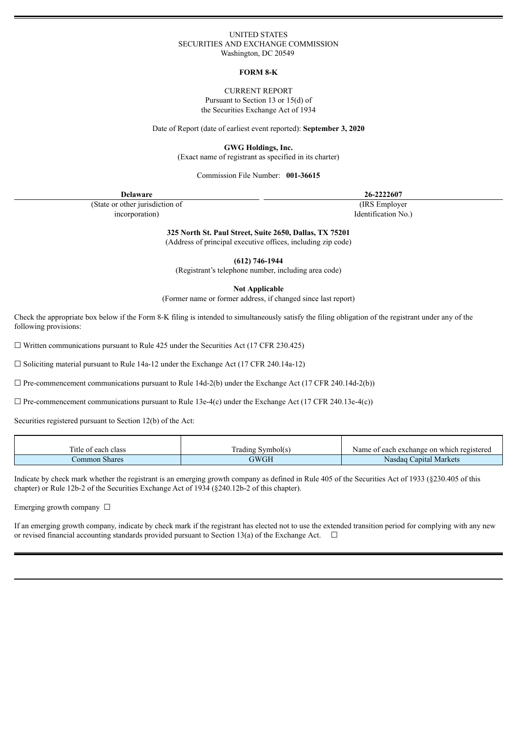UNITED STATES
SECURITIES AND EXCHANGE COMMISSION
Washington, DC 20549

**FORM 8-K**

CURRENT REPORT
Pursuant to Section 13 or 15(d) of
the Securities Exchange Act of 1934

Date of Report (date of earliest event reported): **September 3, 2020**

**GWG Holdings, Inc.**
(Exact name of registrant as specified in its charter)

Commission File Number: **001-36615**

| **Delaware** | **26-2222607** |
|---|---|
| (State or other jurisdiction of incorporation) | (IRS Employer Identification No.) |

**325 North St. Paul Street, Suite 2650, Dallas, TX 75201**
(Address of principal executive offices, including zip code)

**(612) 746-1944**
(Registrant's telephone number, including area code)

**Not Applicable**
(Former name or former address, if changed since last report)

Check the appropriate box below if the Form 8-K filing is intended to simultaneously satisfy the filing obligation of the registrant under any of the following provisions:

☐ Written communications pursuant to Rule 425 under the Securities Act (17 CFR 230.425)

☐ Soliciting material pursuant to Rule 14a-12 under the Exchange Act (17 CFR 240.14a-12)

☐ Pre-commencement communications pursuant to Rule 14d-2(b) under the Exchange Act (17 CFR 240.14d-2(b))

☐ Pre-commencement communications pursuant to Rule 13e-4(c) under the Exchange Act (17 CFR 240.13e-4(c))

Securities registered pursuant to Section 12(b) of the Act:

| Title of each class | Trading Symbol(s) | Name of each exchange on which registered |
|---|---|---|
| Common Shares | GWGH | Nasdaq Capital Markets |

Indicate by check mark whether the registrant is an emerging growth company as defined in Rule 405 of the Securities Act of 1933 (§230.405 of this chapter) or Rule 12b-2 of the Securities Exchange Act of 1934 (§240.12b-2 of this chapter).

Emerging growth company ☐

If an emerging growth company, indicate by check mark if the registrant has elected not to use the extended transition period for complying with any new or revised financial accounting standards provided pursuant to Section 13(a) of the Exchange Act. ☐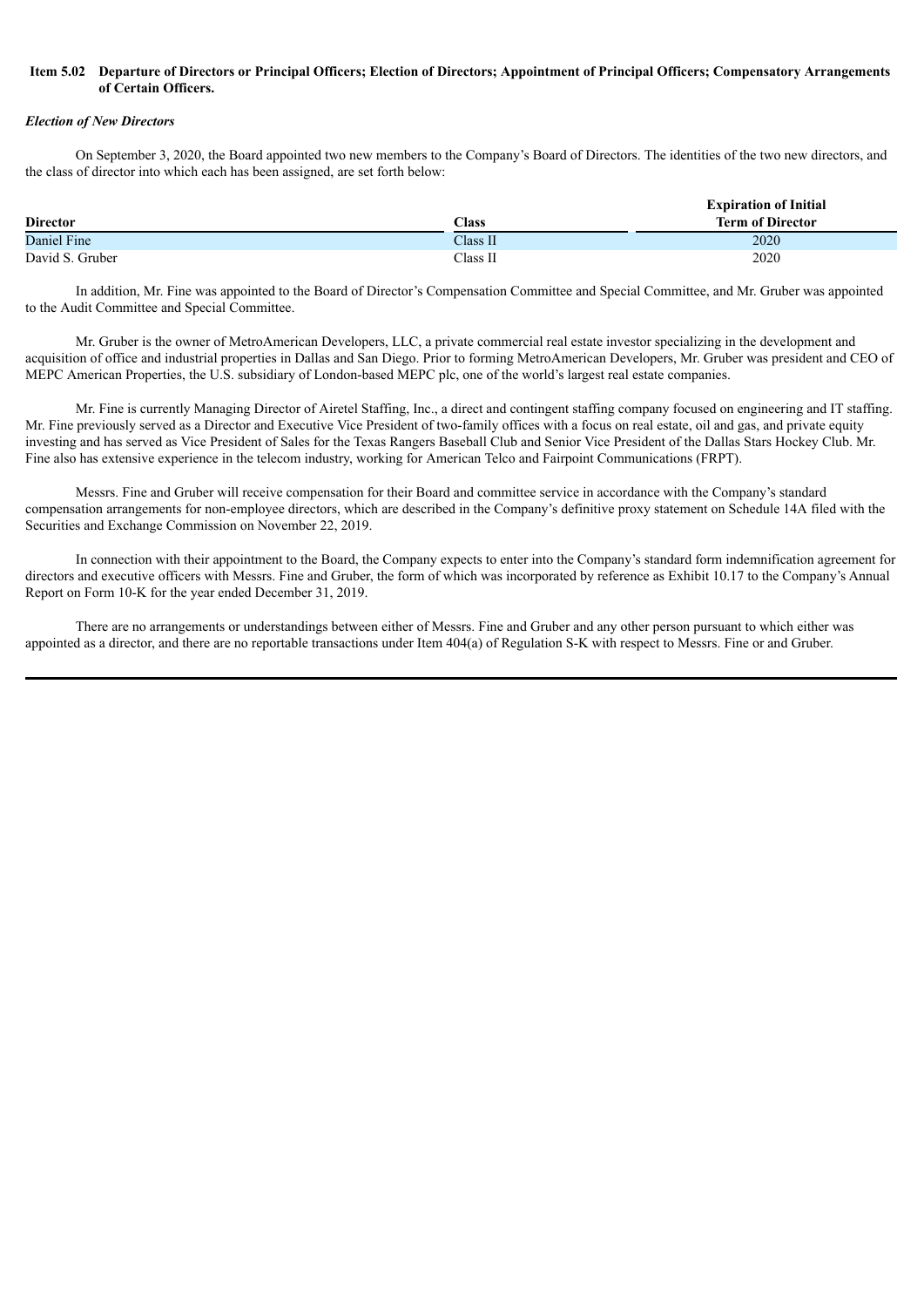**Item 5.02 Departure of Directors or Principal Officers; Election of Directors; Appointment of Principal Officers; Compensatory Arrangements of Certain Officers.**

***Election of New Directors***

On September 3, 2020, the Board appointed two new members to the Company's Board of Directors. The identities of the two new directors, and the class of director into which each has been assigned, are set forth below:

| Director | Class | Expiration of Initial Term of Director |
|---|---|---|
| Daniel Fine | Class II | 2020 |
| David S. Gruber | Class II | 2020 |

In addition, Mr. Fine was appointed to the Board of Director's Compensation Committee and Special Committee, and Mr. Gruber was appointed to the Audit Committee and Special Committee.

Mr. Gruber is the owner of MetroAmerican Developers, LLC, a private commercial real estate investor specializing in the development and acquisition of office and industrial properties in Dallas and San Diego. Prior to forming MetroAmerican Developers, Mr. Gruber was president and CEO of MEPC American Properties, the U.S. subsidiary of London-based MEPC plc, one of the world's largest real estate companies.

Mr. Fine is currently Managing Director of Airetel Staffing, Inc., a direct and contingent staffing company focused on engineering and IT staffing. Mr. Fine previously served as a Director and Executive Vice President of two-family offices with a focus on real estate, oil and gas, and private equity investing and has served as Vice President of Sales for the Texas Rangers Baseball Club and Senior Vice President of the Dallas Stars Hockey Club. Mr. Fine also has extensive experience in the telecom industry, working for American Telco and Fairpoint Communications (FRPT).

Messrs. Fine and Gruber will receive compensation for their Board and committee service in accordance with the Company's standard compensation arrangements for non-employee directors, which are described in the Company's definitive proxy statement on Schedule 14A filed with the Securities and Exchange Commission on November 22, 2019.

In connection with their appointment to the Board, the Company expects to enter into the Company's standard form indemnification agreement for directors and executive officers with Messrs. Fine and Gruber, the form of which was incorporated by reference as Exhibit 10.17 to the Company's Annual Report on Form 10-K for the year ended December 31, 2019.

There are no arrangements or understandings between either of Messrs. Fine and Gruber and any other person pursuant to which either was appointed as a director, and there are no reportable transactions under Item 404(a) of Regulation S-K with respect to Messrs. Fine or and Gruber.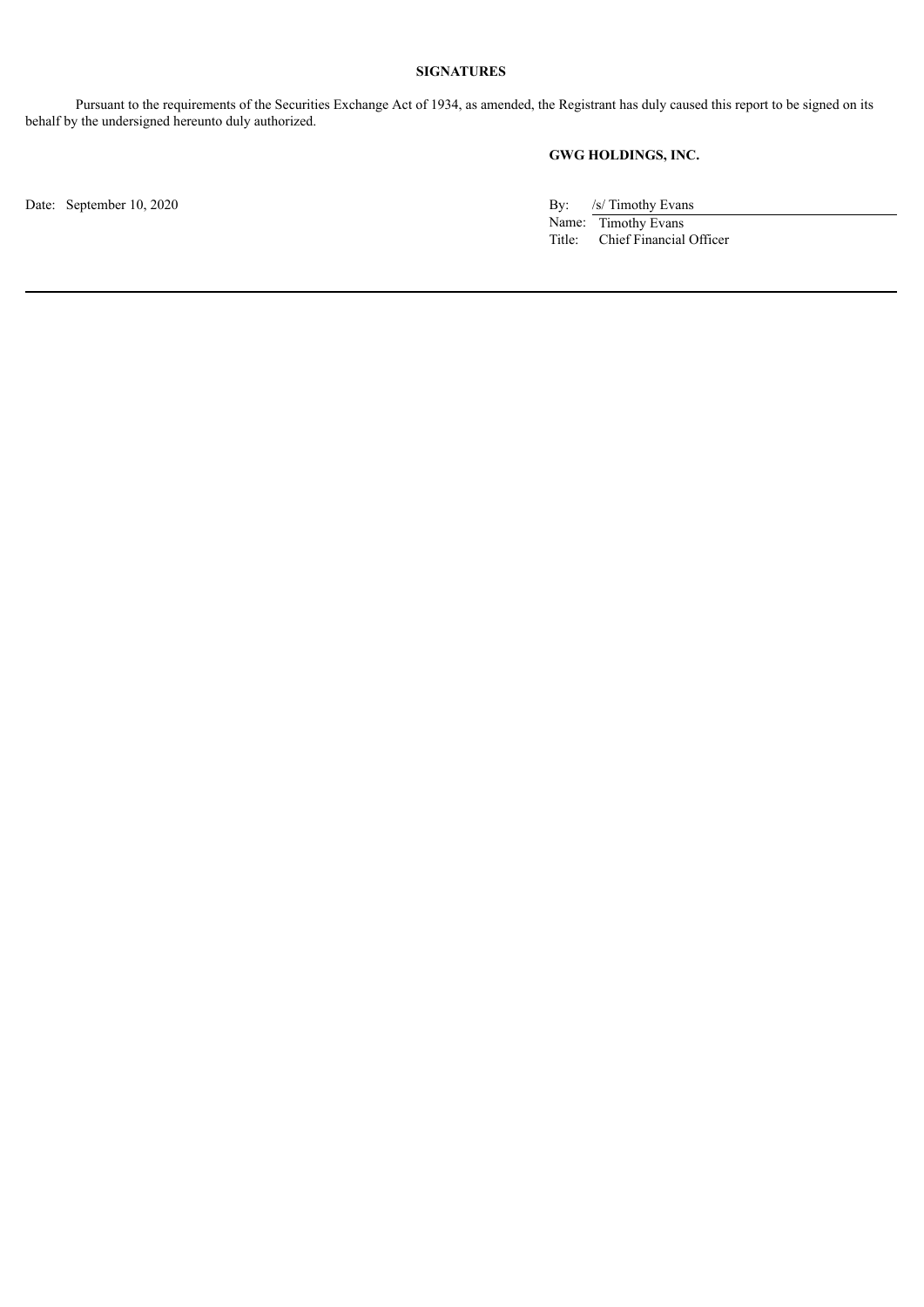**SIGNATURES**

Pursuant to the requirements of the Securities Exchange Act of 1934, as amended, the Registrant has duly caused this report to be signed on its behalf by the undersigned hereunto duly authorized.

**GWG HOLDINGS, INC.**

Date: September 10, 2020

By: /s/ Timothy Evans
Name: Timothy Evans
Title: Chief Financial Officer